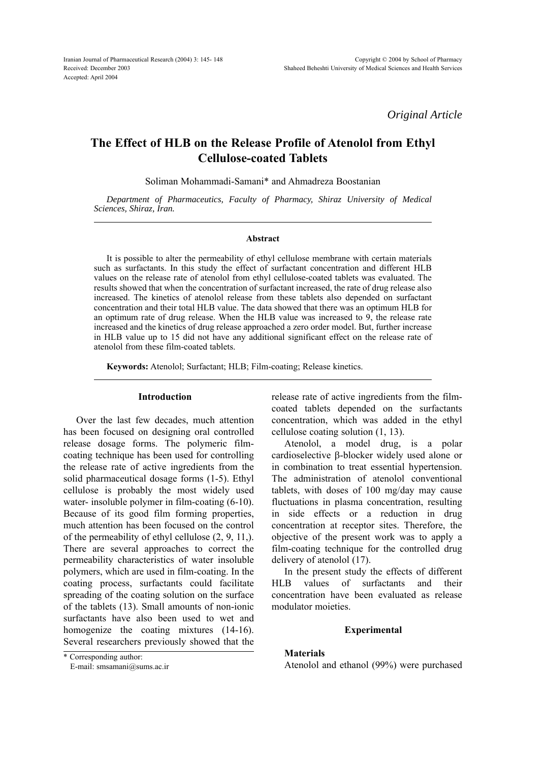*Original Article*

# The Effect of HLB on the Release Profile of Atenolol from Ethyl Cellulose-coated Tablets

Soliman Mohammadi-Samani* and Ahmadreza Boostanian

*Department of Pharmaceutics, Faculty of Pharmacy, Shiraz University of Medical Sciences, Shiraz, Iran.*

## Abstract

It is possible to alter the permeability of ethyl cellulose membrane with certain materials such as surfactants. In this study the effect of surfactant concentration and different HLB values on the release rate of atenolol from ethyl cellulose-coated tablets was evaluated. The results showed that when the concentration of surfactant increased, the rate of drug release also increased. The kinetics of atenolol release from these tablets also depended on surfactant concentration and their total HLB value. The data showed that there was an optimum HLB for an optimum rate of drug release. When the HLB value was increased to 9, the release rate increased and the kinetics of drug release approached a zero order model. But, further increase in HLB value up to 15 did not have any additional significant effect on the release rate of atenolol from these film-coated tablets.

**Keywords:** Atenolol; Surfactant; HLB; Film-coating; Release kinetics.

## Introduction

Over the last few decades, much attention has been focused on designing oral controlled release dosage forms. The polymeric film-coating technique has been used for controlling the release rate of active ingredients from the solid pharmaceutical dosage forms (1-5). Ethyl cellulose is probably the most widely used water- insoluble polymer in film-coating (6-10). Because of its good film forming properties, much attention has been focused on the control of the permeability of ethyl cellulose (2, 9, 11,). There are several approaches to correct the permeability characteristics of water insoluble polymers, which are used in film-coating. In the coating process, surfactants could facilitate spreading of the coating solution on the surface of the tablets (13). Small amounts of non-ionic surfactants have also been used to wet and homogenize the coating mixtures (14-16). Several researchers previously showed that the release rate of active ingredients from the film-coated tablets depended on the surfactants concentration, which was added in the ethyl cellulose coating solution (1, 13).

Atenolol, a model drug, is a polar cardioselective β-blocker widely used alone or in combination to treat essential hypertension. The administration of atenolol conventional tablets, with doses of 100 mg/day may cause fluctuations in plasma concentration, resulting in side effects or a reduction in drug concentration at receptor sites. Therefore, the objective of the present work was to apply a film-coating technique for the controlled drug delivery of atenolol (17).

In the present study the effects of different HLB values of surfactants and their concentration have been evaluated as release modulator moieties.

## Experimental

### Materials

Atenolol and ethanol (99%) were purchased

\* Corresponding author:
E-mail: smsamani@sums.ac.ir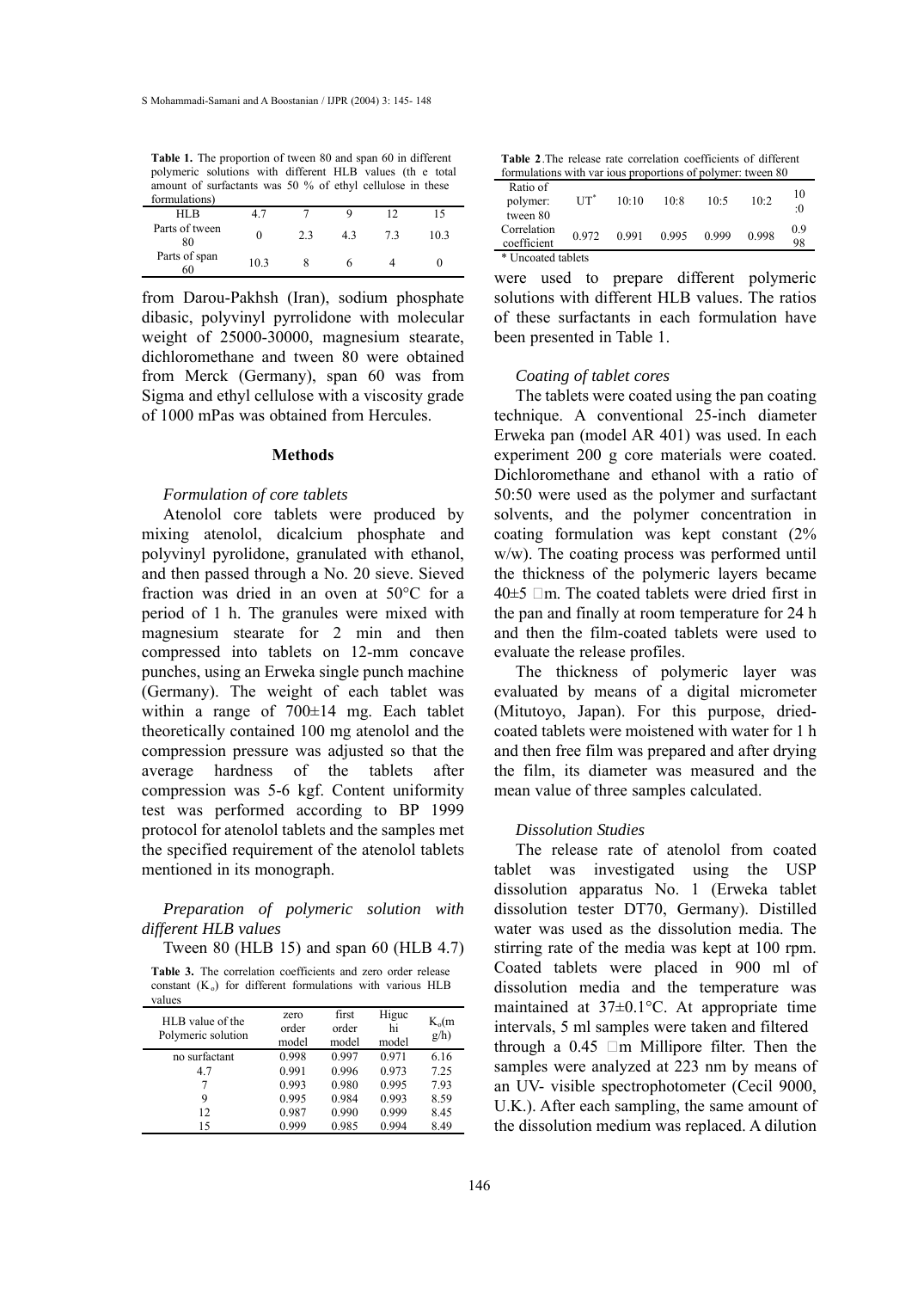**Table 1.** The proportion of tween 80 and span 60 in different polymeric solutions with different HLB values (th e total amount of surfactants was 50 % of ethyl cellulose in these formulations)

| HLB | 4.7 | 7 | 9 | 12 | 15 |
|---|---|---|---|---|---|
| Parts of tween 80 | 0 | 2.3 | 4.3 | 7.3 | 10.3 |
| Parts of span 60 | 10.3 | 8 | 6 | 4 | 0 |

from Darou-Pakhsh (Iran), sodium phosphate dibasic, polyvinyl pyrrolidone with molecular weight of 25000-30000, magnesium stearate, dichloromethane and tween 80 were obtained from Merck (Germany), span 60 was from Sigma and ethyl cellulose with a viscosity grade of 1000 mPas was obtained from Hercules.

## Methods

*Formulation of core tablets*

Atenolol core tablets were produced by mixing atenolol, dicalcium phosphate and polyvinyl pyrolidone, granulated with ethanol, and then passed through a No. 20 sieve. Sieved fraction was dried in an oven at 50°C for a period of 1 h. The granules were mixed with magnesium stearate for 2 min and then compressed into tablets on 12-mm concave punches, using an Erweka single punch machine (Germany). The weight of each tablet was within a range of 700±14 mg. Each tablet theoretically contained 100 mg atenolol and the compression pressure was adjusted so that the average hardness of the tablets after compression was 5-6 kgf. Content uniformity test was performed according to BP 1999 protocol for atenolol tablets and the samples met the specified requirement of the atenolol tablets mentioned in its monograph.

*Preparation of polymeric solution with different HLB values*

Tween 80 (HLB 15) and span 60 (HLB 4.7) were used to prepare different polymeric solutions with different HLB values. The ratios of these surfactants in each formulation have been presented in Table 1.

**Table 2**.The release rate correlation coefficients of different formulations with var ious proportions of polymer: tween 80

| Ratio of polymer: tween 80 | UT* | 10:10 | 10:8 | 10:5 | 10:2 | 10:0 |
|---|---|---|---|---|---|---|
| Correlation coefficient | 0.972 | 0.991 | 0.995 | 0.999 | 0.998 | 0.998 |

\* Uncoated tablets

**Table 3.** The correlation coefficients and zero order release constant ($K_o$) for different formulations with various HLB values

| HLB value of the Polymeric solution | zero order model | first order model | Higuchi model | $K_o$(mg/h) |
|---|---|---|---|---|
| no surfactant | 0.998 | 0.997 | 0.971 | 6.16 |
| 4.7 | 0.991 | 0.996 | 0.973 | 7.25 |
| 7 | 0.993 | 0.980 | 0.995 | 7.93 |
| 9 | 0.995 | 0.984 | 0.993 | 8.59 |
| 12 | 0.987 | 0.990 | 0.999 | 8.45 |
| 15 | 0.999 | 0.985 | 0.994 | 8.49 |

*Coating of tablet cores*

The tablets were coated using the pan coating technique. A conventional 25-inch diameter Erweka pan (model AR 401) was used. In each experiment 200 g core materials were coated. Dichloromethane and ethanol with a ratio of 50:50 were used as the polymer and surfactant solvents, and the polymer concentration in coating formulation was kept constant (2% w/w). The coating process was performed until the thickness of the polymeric layers became 40±5 μm. The coated tablets were dried first in the pan and finally at room temperature for 24 h and then the film-coated tablets were used to evaluate the release profiles.

The thickness of polymeric layer was evaluated by means of a digital micrometer (Mitutoyo, Japan). For this purpose, dried-coated tablets were moistened with water for 1 h and then free film was prepared and after drying the film, its diameter was measured and the mean value of three samples calculated.

*Dissolution Studies*

The release rate of atenolol from coated tablet was investigated using the USP dissolution apparatus No. 1 (Erweka tablet dissolution tester DT70, Germany). Distilled water was used as the dissolution media. The stirring rate of the media was kept at 100 rpm. Coated tablets were placed in 900 ml of dissolution media and the temperature was maintained at 37±0.1°C. At appropriate time intervals, 5 ml samples were taken and filtered through a 0.45 μm Millipore filter. Then the samples were analyzed at 223 nm by means of an UV- visible spectrophotometer (Cecil 9000, U.K.). After each sampling, the same amount of the dissolution medium was replaced. A dilution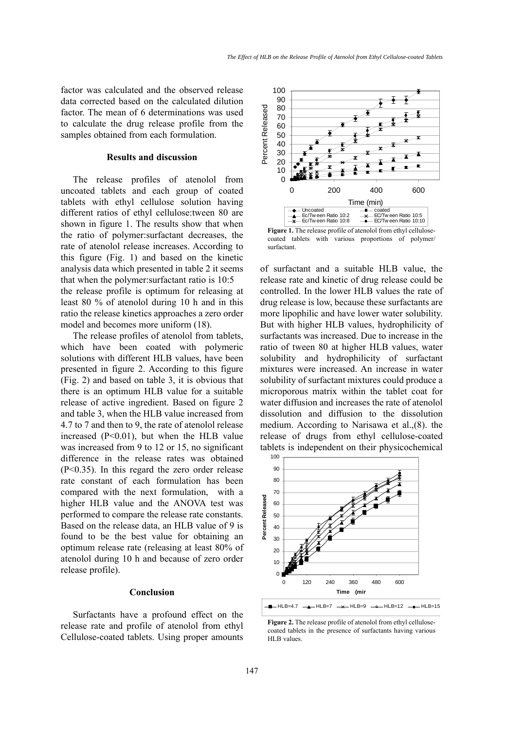factor was calculated and the observed release data corrected based on the calculated dilution factor. The mean of 6 determinations was used to calculate the drug release profile from the samples obtained from each formulation.

## Results and discussion

The release profiles of atenolol from uncoated tablets and each group of coated tablets with ethyl cellulose solution having different ratios of ethyl cellulose:tween 80 are shown in figure 1. The results show that when the ratio of polymer:surfactant decreases, the rate of atenolol release increases. According to this figure (Fig. 1) and based on the kinetic analysis data which presented in table 2 it seems that when the polymer:surfactant ratio is 10:5 the release profile is optimum for releasing at least 80 % of atenolol during 10 h and in this ratio the release kinetics approaches a zero order model and becomes more uniform (18).

The release profiles of atenolol from tablets, which have been coated with polymeric solutions with different HLB values, have been presented in figure 2. According to this figure (Fig. 2) and based on table 3, it is obvious that there is an optimum HLB value for a suitable release of active ingredient. Based on figure 2 and table 3, when the HLB value increased from 4.7 to 7 and then to 9, the rate of atenolol release increased ($P<0.01$), but when the HLB value was increased from 9 to 12 or 15, no significant difference in the release rates was obtained ($P<0.35$). In this regard the zero order release rate constant of each formulation has been compared with the next formulation, with a higher HLB value and the ANOVA test was performed to compare the release rate constants. Based on the release data, an HLB value of 9 is found to be the best value for obtaining an optimum release rate (releasing at least 80% of atenolol during 10 h and because of zero order release profile).

**Figure 1.** The release profile of atenolol from ethyl cellulose-coated tablets with various proportions of polymer/ surfactant.

## Conclusion

Surfactants have a profound effect on the release rate and profile of atenolol from ethyl Cellulose-coated tablets. Using proper amounts of surfactant and a suitable HLB value, the release rate and kinetic of drug release could be controlled. In the lower HLB values the rate of drug release is low, because these surfactants are more lipophilic and have lower water solubility. But with higher HLB values, hydrophilicity of surfactants was increased. Due to increase in the ratio of tween 80 at higher HLB values, water solubility and hydrophilicity of surfactant mixtures were increased. An increase in water solubility of surfactant mixtures could produce a microporous matrix within the tablet coat for water diffusion and increases the rate of atenolol dissolution and diffusion to the dissolution medium. According to Narisawa et al.,(8). the release of drugs from ethyl cellulose-coated tablets is independent on their physicochemical

**Figure 2.** The release profile of atenolol from ethyl cellulose-coated tablets in the presence of surfactants having various HLB values.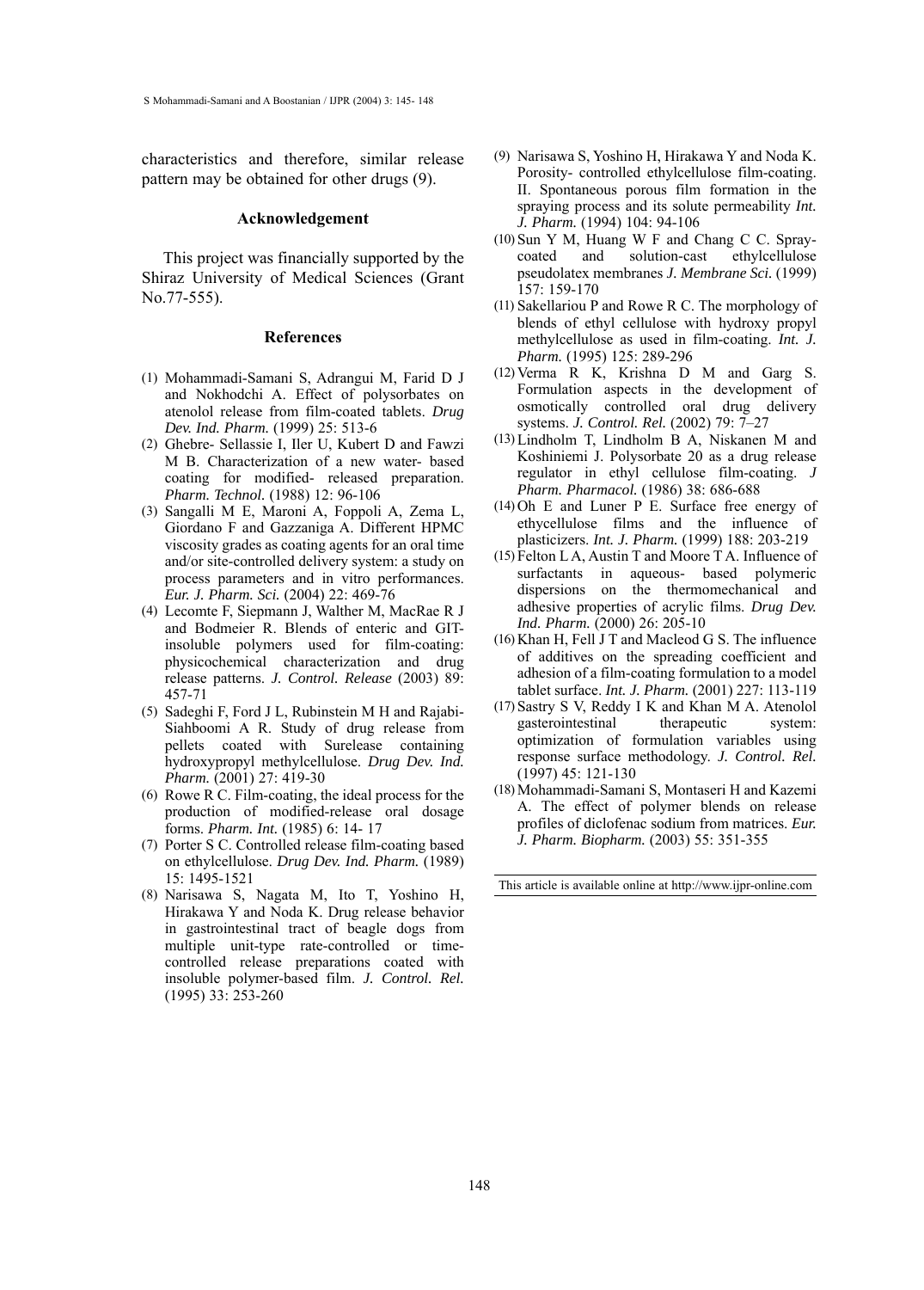characteristics and therefore, similar release pattern may be obtained for other drugs (9).

## Acknowledgement

This project was financially supported by the Shiraz University of Medical Sciences (Grant No.77-555).

## References

(1) Mohammadi-Samani S, Adrangui M, Farid D J and Nokhodchi A. Effect of polysorbates on atenolol release from film-coated tablets. *Drug Dev. Ind. Pharm.* (1999) 25: 513-6

(2) Ghebre- Sellassie I, Iler U, Kubert D and Fawzi M B. Characterization of a new water- based coating for modified- released preparation. *Pharm. Technol.* (1988) 12: 96-106

(3) Sangalli M E, Maroni A, Foppoli A, Zema L, Giordano F and Gazzaniga A. Different HPMC viscosity grades as coating agents for an oral time and/or site-controlled delivery system: a study on process parameters and in vitro performances. *Eur. J. Pharm. Sci.* (2004) 22: 469-76

(4) Lecomte F, Siepmann J, Walther M, MacRae R J and Bodmeier R. Blends of enteric and GIT-insoluble polymers used for film-coating: physicochemical characterization and drug release patterns. *J. Control. Release* (2003) 89: 457-71

(5) Sadeghi F, Ford J L, Rubinstein M H and Rajabi-Siahboomi A R. Study of drug release from pellets coated with Surelease containing hydroxypropyl methylcellulose. *Drug Dev. Ind. Pharm.* (2001) 27: 419-30

(6) Rowe R C. Film-coating, the ideal process for the production of modified-release oral dosage forms. *Pharm. Int.* (1985) 6: 14- 17

(7) Porter S C. Controlled release film-coating based on ethylcellulose. *Drug Dev. Ind. Pharm.* (1989) 15: 1495-1521

(8) Narisawa S, Nagata M, Ito T, Yoshino H, Hirakawa Y and Noda K. Drug release behavior in gastrointestinal tract of beagle dogs from multiple unit-type rate-controlled or time-controlled release preparations coated with insoluble polymer-based film. *J. Control. Rel.* (1995) 33: 253-260

(9) Narisawa S, Yoshino H, Hirakawa Y and Noda K. Porosity- controlled ethylcellulose film-coating. II. Spontaneous porous film formation in the spraying process and its solute permeability *Int. J. Pharm.* (1994) 104: 94-106

(10) Sun Y M, Huang W F and Chang C C. Spray-coated and solution-cast ethylcellulose pseudolatex membranes *J. Membrane Sci.* (1999) 157: 159-170

(11) Sakellariou P and Rowe R C. The morphology of blends of ethyl cellulose with hydroxy propyl methylcellulose as used in film-coating. *Int. J. Pharm.* (1995) 125: 289-296

(12) Verma R K, Krishna D M and Garg S. Formulation aspects in the development of osmotically controlled oral drug delivery systems. *J. Control. Rel.* (2002) 79: 7–27

(13) Lindholm T, Lindholm B A, Niskanen M and Koshiniemi J. Polysorbate 20 as a drug release regulator in ethyl cellulose film-coating. *J Pharm. Pharmacol.* (1986) 38: 686-688

(14) Oh E and Luner P E. Surface free energy of ethycellulose films and the influence of plasticizers. *Int. J. Pharm.* (1999) 188: 203-219

(15) Felton L A, Austin T and Moore T A. Influence of surfactants in aqueous- based polymeric dispersions on the thermomechanical and adhesive properties of acrylic films. *Drug Dev. Ind. Pharm.* (2000) 26: 205-10

(16) Khan H, Fell J T and Macleod G S. The influence of additives on the spreading coefficient and adhesion of a film-coating formulation to a model tablet surface. *Int. J. Pharm.* (2001) 227: 113-119

(17) Sastry S V, Reddy I K and Khan M A. Atenolol gasterointestinal therapeutic system: optimization of formulation variables using response surface methodology. *J. Control. Rel.* (1997) 45: 121-130

(18) Mohammadi-Samani S, Montaseri H and Kazemi A. The effect of polymer blends on release profiles of diclofenac sodium from matrices. *Eur. J. Pharm. Biopharm.* (2003) 55: 351-355

This article is available online at http://www.ijpr-online.com